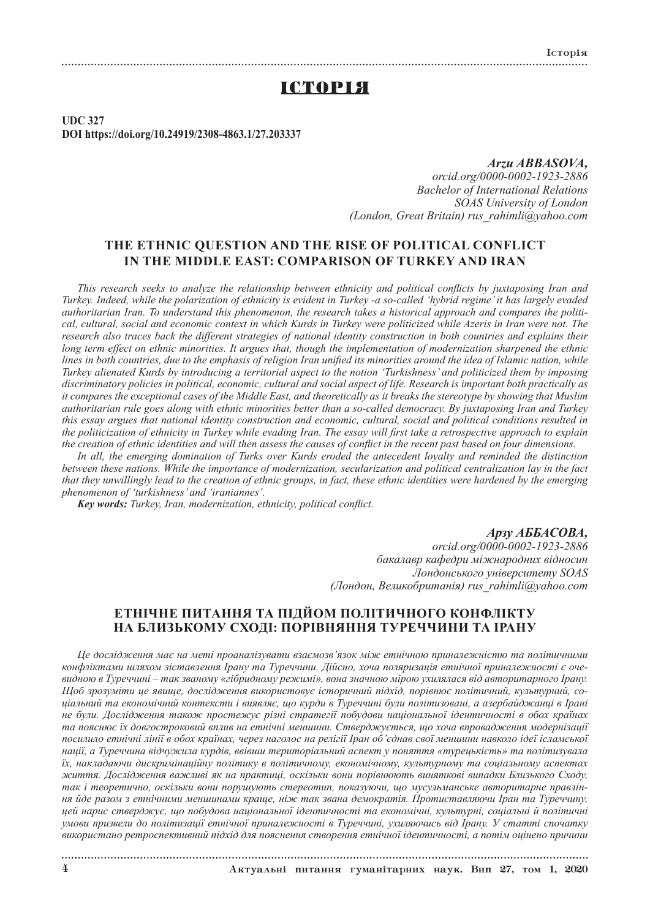# ІСТОРІЯ

**UDC 327**
**DOI https://doi.org/10.24919/2308-4863.1/27.203337**

***Arzu ABBASOVA,***
*orcid.org/0000-0002-1923-2886*
*Bachelor of International Relations*
*SOAS University of London*
*(London, Great Britain) rus_rahimli@yahoo.com*

## THE ETHNIC QUESTION AND THE RISE OF POLITICAL CONFLICT IN THE MIDDLE EAST: COMPARISON OF TURKEY AND IRAN

*This research seeks to analyze the relationship between ethnicity and political conflicts by juxtaposing Iran and Turkey. Indeed, while the polarization of ethnicity is evident in Turkey -a so-called 'hybrid regime' it has largely evaded authoritarian Iran. To understand this phenomenon, the research takes a historical approach and compares the political, cultural, social and economic context in which Kurds in Turkey were politicized while Azeris in Iran were not. The research also traces back the different strategies of national identity construction in both countries and explains their long term effect on ethnic minorities. It argues that, though the implementation of modernization sharpened the ethnic lines in both countries, due to the emphasis of religion Iran unified its minorities around the idea of Islamic nation, while Turkey alienated Kurds by introducing a territorial aspect to the notion 'Turkishness' and politicized them by imposing discriminatory policies in political, economic, cultural and social aspect of life. Research is important both practically as it compares the exceptional cases of the Middle East, and theoretically as it breaks the stereotype by showing that Muslim authoritarian rule goes along with ethnic minorities better than a so-called democracy. By juxtaposing Iran and Turkey this essay argues that national identity construction and economic, cultural, social and political conditions resulted in the politicization of ethnicity in Turkey while evading Iran. The essay will first take a retrospective approach to explain the creation of ethnic identities and will then assess the causes of conflict in the recent past based on four dimensions.*

*In all, the emerging domination of Turks over Kurds eroded the antecedent loyalty and reminded the distinction between these nations. While the importance of modernization, secularization and political centralization lay in the fact that they unwillingly lead to the creation of ethnic groups, in fact, these ethnic identities were hardened by the emerging phenomenon of 'turkishness' and 'iraniannes'.*

***Key words:*** *Turkey, Iran, modernization, ethnicity, political conflict.*

***Арзу АББАСОВА,***
*orcid.org/0000-0002-1923-2886*
*бакалавр кафедри міжнародних відносин*
*Лондонського університету SOAS*
*(Лондон, Великобританія) rus_rahimli@yahoo.com*

## ЕТНІЧНЕ ПИТАННЯ ТА ПІДЙОМ ПОЛІТИЧНОГО КОНФЛІКТУ НА БЛИЗЬКОМУ СХОДІ: ПОРІВНЯННЯ ТУРЕЧЧИНИ ТА ІРАНУ

*Це дослідження має на меті проаналізувати взаємозв'язок між етнічною приналежністю та політичними конфліктами шляхом зіставлення Ірану та Туреччини. Дійсно, хоча поляризація етнічної приналежності є очевидною в Туреччині – так званому «гібридному режимі», вона значною мірою ухилялася від авторитарного Ірану. Щоб зрозуміти це явище, дослідження використовує історичний підхід, порівнює політичний, культурний, соціальний та економічний контексти і виявляє, що курди в Туреччині були політизовані, а азербайджанці в Ірані не були. Дослідження також простежує різні стратегії побудови національної ідентичності в обох країнах та пояснює їх довгостроковий вплив на етнічні меншини. Стверджується, що хоча впровадження модернізації посилило етнічні лінії в обох країнах, через наголос на релігії Іран об'єднав свої меншини навколо ідеї ісламської нації, а Туреччина відчужила курдів, ввівши територіальний аспект у поняття «турецькість» та політизувала їх, накладаючи дискримінаційну політику в політичному, економічному, культурному та соціальному аспектах життя. Дослідження важливі як на практиці, оскільки вони порівнюють виняткові випадки Близького Сходу, так і теоретично, оскільки вони порушують стереотип, показуючи, що мусульманське авторитарне правління йде разом з етнічними меншинами краще, ніж так звана демократія. Протиставляючи Іран та Туреччину, цей нарис стверджує, що побудова національної ідентичності та економічні, культурні, соціальні й політичні умови призвели до політизації етнічної приналежності в Туреччині, ухиляючись від Ірану. У статті спочатку використано ретроспективний підхід для пояснення створення етнічної ідентичності, а потім оцінено причини*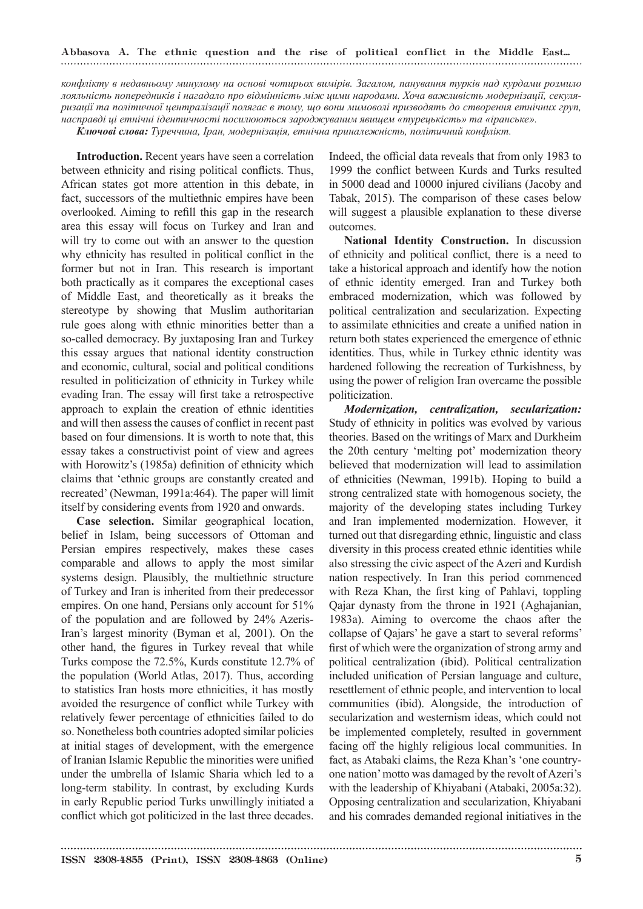*конфлікту в недавньому минулому на основі чотирьох вимірів. Загалом, панування турків над курдами розмило лояльність попередників і нагадало про відмінність між цими народами. Хоча важливість модернізації, секуляризації та політичної централізації полягає в тому, що вони мимоволі призводять до створення етнічних груп, насправді ці етнічні ідентичності посилюються зароджуваним явищем «турецькість» та «іранське».*

***Ключові слова:** Туреччина, Іран, модернізація, етнічна приналежність, політичний конфлікт.*

**Introduction.** Recent years have seen a correlation between ethnicity and rising political conflicts. Thus, African states got more attention in this debate, in fact, successors of the multiethnic empires have been overlooked. Aiming to refill this gap in the research area this essay will focus on Turkey and Iran and will try to come out with an answer to the question why ethnicity has resulted in political conflict in the former but not in Iran. This research is important both practically as it compares the exceptional cases of Middle East, and theoretically as it breaks the stereotype by showing that Muslim authoritarian rule goes along with ethnic minorities better than a so-called democracy. By juxtaposing Iran and Turkey this essay argues that national identity construction and economic, cultural, social and political conditions resulted in politicization of ethnicity in Turkey while evading Iran. The essay will first take a retrospective approach to explain the creation of ethnic identities and will then assess the causes of conflict in recent past based on four dimensions. It is worth to note that, this essay takes a constructivist point of view and agrees with Horowitz's (1985a) definition of ethnicity which claims that 'ethnic groups are constantly created and recreated' (Newman, 1991a:464). The paper will limit itself by considering events from 1920 and onwards.

**Case selection.** Similar geographical location, belief in Islam, being successors of Ottoman and Persian empires respectively, makes these cases comparable and allows to apply the most similar systems design. Plausibly, the multiethnic structure of Turkey and Iran is inherited from their predecessor empires. On one hand, Persians only account for 51% of the population and are followed by 24% Azeris-Iran's largest minority (Byman et al, 2001). On the other hand, the figures in Turkey reveal that while Turks compose the 72.5%, Kurds constitute 12.7% of the population (World Atlas, 2017). Thus, according to statistics Iran hosts more ethnicities, it has mostly avoided the resurgence of conflict while Turkey with relatively fewer percentage of ethnicities failed to do so. Nonetheless both countries adopted similar policies at initial stages of development, with the emergence of Iranian Islamic Republic the minorities were unified under the umbrella of Islamic Sharia which led to a long-term stability. In contrast, by excluding Kurds in early Republic period Turks unwillingly initiated a conflict which got politicized in the last three decades. Indeed, the official data reveals that from only 1983 to 1999 the conflict between Kurds and Turks resulted in 5000 dead and 10000 injured civilians (Jacoby and Tabak, 2015). The comparison of these cases below will suggest a plausible explanation to these diverse outcomes.

**National Identity Construction.** In discussion of ethnicity and political conflict, there is a need to take a historical approach and identify how the notion of ethnic identity emerged. Iran and Turkey both embraced modernization, which was followed by political centralization and secularization. Expecting to assimilate ethnicities and create a unified nation in return both states experienced the emergence of ethnic identities. Thus, while in Turkey ethnic identity was hardened following the recreation of Turkishness, by using the power of religion Iran overcame the possible politicization.

***Modernization, centralization, secularization:*** Study of ethnicity in politics was evolved by various theories. Based on the writings of Marx and Durkheim the 20th century 'melting pot' modernization theory believed that modernization will lead to assimilation of ethnicities (Newman, 1991b). Hoping to build a strong centralized state with homogenous society, the majority of the developing states including Turkey and Iran implemented modernization. However, it turned out that disregarding ethnic, linguistic and class diversity in this process created ethnic identities while also stressing the civic aspect of the Azeri and Kurdish nation respectively. In Iran this period commenced with Reza Khan, the first king of Pahlavi, toppling Qajar dynasty from the throne in 1921 (Aghajanian, 1983a). Aiming to overcome the chaos after the collapse of Qajars' he gave a start to several reforms' first of which were the organization of strong army and political centralization (ibid). Political centralization included unification of Persian language and culture, resettlement of ethnic people, and intervention to local communities (ibid). Alongside, the introduction of secularization and westernism ideas, which could not be implemented completely, resulted in government facing off the highly religious local communities. In fact, as Atabaki claims, the Reza Khan's 'one country-one nation' motto was damaged by the revolt of Azeri's with the leadership of Khiyabani (Atabaki, 2005a:32). Opposing centralization and secularization, Khiyabani and his comrades demanded regional initiatives in the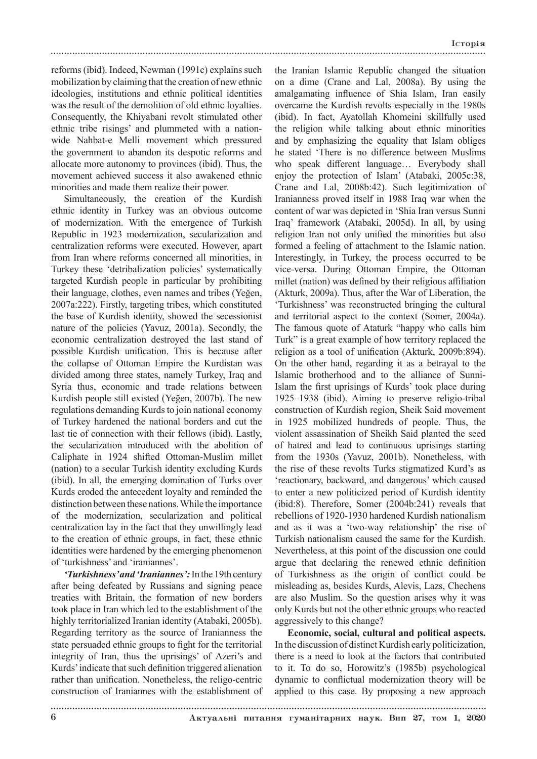reforms (ibid). Indeed, Newman (1991c) explains such mobilization by claiming that the creation of new ethnic ideologies, institutions and ethnic political identities was the result of the demolition of old ethnic loyalties. Consequently, the Khiyabani revolt stimulated other ethnic tribe risings' and plummeted with a nation-wide Nahbat-e Melli movement which pressured the government to abandon its despotic reforms and allocate more autonomy to provinces (ibid). Thus, the movement achieved success it also awakened ethnic minorities and made them realize their power.

Simultaneously, the creation of the Kurdish ethnic identity in Turkey was an obvious outcome of modernization. With the emergence of Turkish Republic in 1923 modernization, secularization and centralization reforms were executed. However, apart from Iran where reforms concerned all minorities, in Turkey these 'detribalization policies' systematically targeted Kurdish people in particular by prohibiting their language, clothes, even names and tribes (Yeğen, 2007a:222). Firstly, targeting tribes, which constituted the base of Kurdish identity, showed the secessionist nature of the policies (Yavuz, 2001a). Secondly, the economic centralization destroyed the last stand of possible Kurdish unification. This is because after the collapse of Ottoman Empire the Kurdistan was divided among three states, namely Turkey, Iraq and Syria thus, economic and trade relations between Kurdish people still existed (Yeğen, 2007b). The new regulations demanding Kurds to join national economy of Turkey hardened the national borders and cut the last tie of connection with their fellows (ibid). Lastly, the secularization introduced with the abolition of Caliphate in 1924 shifted Ottoman-Muslim millet (nation) to a secular Turkish identity excluding Kurds (ibid). In all, the emerging domination of Turks over Kurds eroded the antecedent loyalty and reminded the distinction between these nations. While the importance of the modernization, secularization and political centralization lay in the fact that they unwillingly lead to the creation of ethnic groups, in fact, these ethnic identities were hardened by the emerging phenomenon of 'turkishness' and 'iraniannes'.

***'Turkishness' and 'Iraniannes':*** In the 19th century after being defeated by Russians and signing peace treaties with Britain, the formation of new borders took place in Iran which led to the establishment of the highly territorialized Iranian identity (Atabaki, 2005b). Regarding territory as the source of Iranianness the state persuaded ethnic groups to fight for the territorial integrity of Iran, thus the uprisings' of Azeri's and Kurds' indicate that such definition triggered alienation rather than unification. Nonetheless, the religo-centric construction of Iraniannes with the establishment of the Iranian Islamic Republic changed the situation on a dime (Crane and Lal, 2008a). By using the amalgamating influence of Shia Islam, Iran easily overcame the Kurdish revolts especially in the 1980s (ibid). In fact, Ayatollah Khomeini skillfully used the religion while talking about ethnic minorities and by emphasizing the equality that Islam obliges he stated 'There is no difference between Muslims who speak different language… Everybody shall enjoy the protection of Islam' (Atabaki, 2005c:38, Crane and Lal, 2008b:42). Such legitimization of Iranianness proved itself in 1988 Iraq war when the content of war was depicted in 'Shia Iran versus Sunni Iraq' framework (Atabaki, 2005d). In all, by using religion Iran not only unified the minorities but also formed a feeling of attachment to the Islamic nation. Interestingly, in Turkey, the process occurred to be vice-versa. During Ottoman Empire, the Ottoman millet (nation) was defined by their religious affiliation (Akturk, 2009a). Thus, after the War of Liberation, the 'Turkishness' was reconstructed bringing the cultural and territorial aspect to the context (Somer, 2004a). The famous quote of Ataturk "happy who calls him Turk" is a great example of how territory replaced the religion as a tool of unification (Akturk, 2009b:894). On the other hand, regarding it as a betrayal to the Islamic brotherhood and to the alliance of Sunni-Islam the first uprisings of Kurds' took place during 1925–1938 (ibid). Aiming to preserve religio-tribal construction of Kurdish region, Sheik Said movement in 1925 mobilized hundreds of people. Thus, the violent assassination of Sheikh Said planted the seed of hatred and lead to continuous uprisings starting from the 1930s (Yavuz, 2001b). Nonetheless, with the rise of these revolts Turks stigmatized Kurd's as 'reactionary, backward, and dangerous' which caused to enter a new politicized period of Kurdish identity (ibid:8). Therefore, Somer (2004b:241) reveals that rebellions of 1920-1930 hardened Kurdish nationalism and as it was a 'two-way relationship' the rise of Turkish nationalism caused the same for the Kurdish. Nevertheless, at this point of the discussion one could argue that declaring the renewed ethnic definition of Turkishness as the origin of conflict could be misleading as, besides Kurds, Alevis, Lazs, Chechens are also Muslim. So the question arises why it was only Kurds but not the other ethnic groups who reacted aggressively to this change?

**Economic, social, cultural and political aspects.** In the discussion of distinct Kurdish early politicization, there is a need to look at the factors that contributed to it. To do so, Horowitz's (1985b) psychological dynamic to conflictual modernization theory will be applied to this case. By proposing a new approach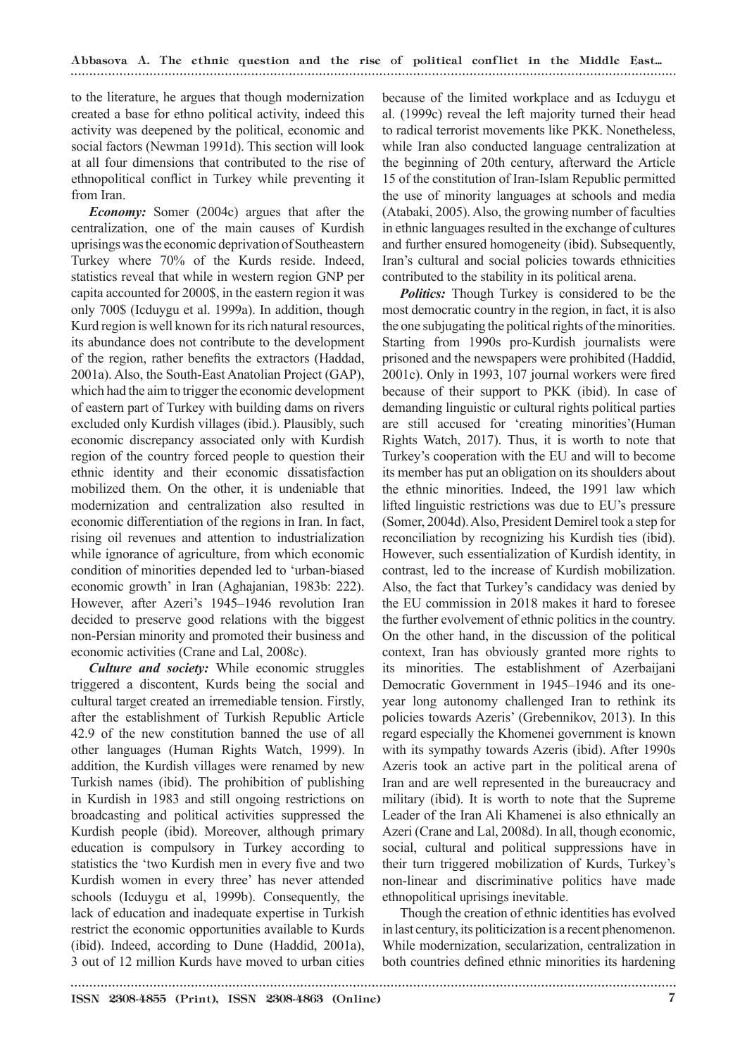to the literature, he argues that though modernization created a base for ethno political activity, indeed this activity was deepened by the political, economic and social factors (Newman 1991d). This section will look at all four dimensions that contributed to the rise of ethnopolitical conflict in Turkey while preventing it from Iran.

***Economy:*** Somer (2004c) argues that after the centralization, one of the main causes of Kurdish uprisings was the economic deprivation of Southeastern Turkey where 70% of the Kurds reside. Indeed, statistics reveal that while in western region GNP per capita accounted for 2000$, in the eastern region it was only 700$ (Icduygu et al. 1999a). In addition, though Kurd region is well known for its rich natural resources, its abundance does not contribute to the development of the region, rather benefits the extractors (Haddad, 2001a). Also, the South-East Anatolian Project (GAP), which had the aim to trigger the economic development of eastern part of Turkey with building dams on rivers excluded only Kurdish villages (ibid.). Plausibly, such economic discrepancy associated only with Kurdish region of the country forced people to question their ethnic identity and their economic dissatisfaction mobilized them. On the other, it is undeniable that modernization and centralization also resulted in economic differentiation of the regions in Iran. In fact, rising oil revenues and attention to industrialization while ignorance of agriculture, from which economic condition of minorities depended led to 'urban-biased economic growth' in Iran (Aghajanian, 1983b: 222). However, after Azeri's 1945–1946 revolution Iran decided to preserve good relations with the biggest non-Persian minority and promoted their business and economic activities (Crane and Lal, 2008c).

***Culture and society:*** While economic struggles triggered a discontent, Kurds being the social and cultural target created an irremediable tension. Firstly, after the establishment of Turkish Republic Article 42.9 of the new constitution banned the use of all other languages (Human Rights Watch, 1999). In addition, the Kurdish villages were renamed by new Turkish names (ibid). The prohibition of publishing in Kurdish in 1983 and still ongoing restrictions on broadcasting and political activities suppressed the Kurdish people (ibid). Moreover, although primary education is compulsory in Turkey according to statistics the 'two Kurdish men in every five and two Kurdish women in every three' has never attended schools (Icduygu et al, 1999b). Consequently, the lack of education and inadequate expertise in Turkish restrict the economic opportunities available to Kurds (ibid). Indeed, according to Dune (Haddid, 2001a), 3 out of 12 million Kurds have moved to urban cities because of the limited workplace and as Icduygu et al. (1999c) reveal the left majority turned their head to radical terrorist movements like PKK. Nonetheless, while Iran also conducted language centralization at the beginning of 20th century, afterward the Article 15 of the constitution of Iran-Islam Republic permitted the use of minority languages at schools and media (Atabaki, 2005). Also, the growing number of faculties in ethnic languages resulted in the exchange of cultures and further ensured homogeneity (ibid). Subsequently, Iran's cultural and social policies towards ethnicities contributed to the stability in its political arena.

***Politics:*** Though Turkey is considered to be the most democratic country in the region, in fact, it is also the one subjugating the political rights of the minorities. Starting from 1990s pro-Kurdish journalists were prisoned and the newspapers were prohibited (Haddid, 2001c). Only in 1993, 107 journal workers were fired because of their support to PKK (ibid). In case of demanding linguistic or cultural rights political parties are still accused for 'creating minorities'(Human Rights Watch, 2017). Thus, it is worth to note that Turkey's cooperation with the EU and will to become its member has put an obligation on its shoulders about the ethnic minorities. Indeed, the 1991 law which lifted linguistic restrictions was due to EU's pressure (Somer, 2004d). Also, President Demirel took a step for reconciliation by recognizing his Kurdish ties (ibid). However, such essentialization of Kurdish identity, in contrast, led to the increase of Kurdish mobilization. Also, the fact that Turkey's candidacy was denied by the EU commission in 2018 makes it hard to foresee the further evolvement of ethnic politics in the country. On the other hand, in the discussion of the political context, Iran has obviously granted more rights to its minorities. The establishment of Azerbaijani Democratic Government in 1945–1946 and its one-year long autonomy challenged Iran to rethink its policies towards Azeris' (Grebennikov, 2013). In this regard especially the Khomenei government is known with its sympathy towards Azeris (ibid). After 1990s Azeris took an active part in the political arena of Iran and are well represented in the bureaucracy and military (ibid). It is worth to note that the Supreme Leader of the Iran Ali Khamenei is also ethnically an Azeri (Crane and Lal, 2008d). In all, though economic, social, cultural and political suppressions have in their turn triggered mobilization of Kurds, Turkey's non-linear and discriminative politics have made ethnopolitical uprisings inevitable.

Though the creation of ethnic identities has evolved in last century, its politicization is a recent phenomenon. While modernization, secularization, centralization in both countries defined ethnic minorities its hardening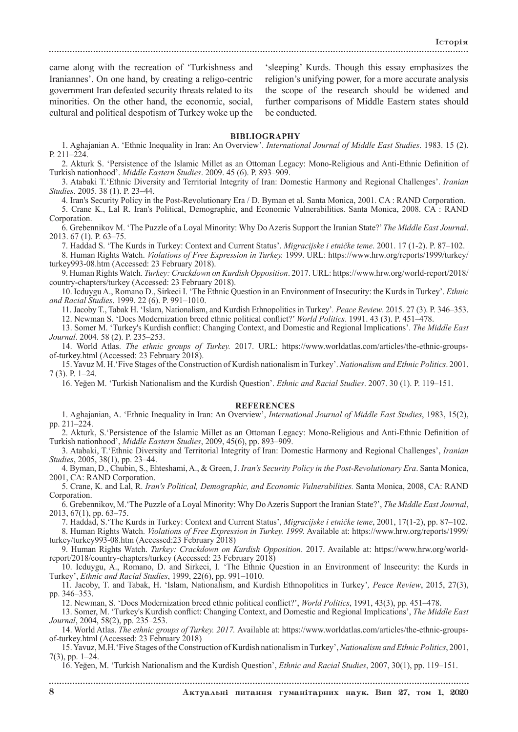came along with the recreation of 'Turkishness and Iraniannes'. On one hand, by creating a religo-centric government Iran defeated security threats related to its minorities. On the other hand, the economic, social, cultural and political despotism of Turkey woke up the 'sleeping' Kurds. Though this essay emphasizes the religion's unifying power, for a more accurate analysis the scope of the research should be widened and further comparisons of Middle Eastern states should be conducted.

## BIBLIOGRAPHY

1. Aghajanian A. 'Ethnic Inequality in Iran: An Overview'. *International Journal of Middle East Studies*. 1983. 15 (2). P. 211–224.
2. Akturk S. 'Persistence of the Islamic Millet as an Ottoman Legacy: Mono-Religious and Anti-Ethnic Definition of Turkish nationhood'. *Middle Eastern Studies*. 2009. 45 (6). P. 893–909.
3. Atabaki T.'Ethnic Diversity and Territorial Integrity of Iran: Domestic Harmony and Regional Challenges'. *Iranian Studies*. 2005. 38 (1). P. 23–44.
4. Iran's Security Policy in the Post-Revolutionary Era / D. Byman et al. Santa Monica, 2001. CA : RAND Corporation.
5. Crane K., Lal R. Iran's Political, Demographic, and Economic Vulnerabilities. Santa Monica, 2008. CA : RAND Corporation.
6. Grebennikov M. 'The Puzzle of a Loyal Minority: Why Do Azeris Support the Iranian State?' *The Middle East Journal*. 2013. 67 (1). P. 63–75.
7. Haddad S. 'The Kurds in Turkey: Context and Current Status'. *Migracijske i etničke teme*. 2001. 17 (1-2). P. 87–102.
8. Human Rights Watch. *Violations of Free Expression in Turkey.* 1999. URL: https://www.hrw.org/reports/1999/turkey/turkey993-08.htm (Accessed: 23 February 2018).
9. Human Rights Watch. *Turkey: Crackdown on Kurdish Opposition*. 2017. URL: https://www.hrw.org/world-report/2018/country-chapters/turkey (Accessed: 23 February 2018).
10. Icduygu A., Romano D., Sirkeci I. 'The Ethnic Question in an Environment of Insecurity: the Kurds in Turkey'. *Ethnic and Racial Studies*. 1999. 22 (6). P. 991–1010.
11. Jacoby T., Tabak H. 'Islam, Nationalism, and Kurdish Ethnopolitics in Turkey'. *Peace Review*. 2015. 27 (3). P. 346–353.
12. Newman S. 'Does Modernization breed ethnic political conflict?' *World Politics*. 1991. 43 (3). P. 451–478.
13. Somer M. 'Turkey's Kurdish conflict: Changing Context, and Domestic and Regional Implications'. *The Middle East Journal*. 2004. 58 (2). P. 235–253.
14. World Atlas. *The ethnic groups of Turkey.* 2017. URL: https://www.worldatlas.com/articles/the-ethnic-groups-of-turkey.html (Accessed: 23 February 2018).
15. Yavuz M. H.'Five Stages of the Construction of Kurdish nationalism in Turkey'. *Nationalism and Ethnic Politics*. 2001. 7 (3). P. 1–24.
16. Yeğen M. 'Turkish Nationalism and the Kurdish Question'. *Ethnic and Racial Studies*. 2007. 30 (1). P. 119–151.

## REFERENCES

1. Aghajanian, A. 'Ethnic Inequality in Iran: An Overview', *International Journal of Middle East Studies*, 1983, 15(2), pp. 211–224.
2. Akturk, S.'Persistence of the Islamic Millet as an Ottoman Legacy: Mono-Religious and Anti-Ethnic Definition of Turkish nationhood', *Middle Eastern Studies*, 2009, 45(6), pp. 893–909.
3. Atabaki, T.'Ethnic Diversity and Territorial Integrity of Iran: Domestic Harmony and Regional Challenges', *Iranian Studies*, 2005, 38(1), pp. 23–44.
4. Byman, D., Chubin, S., Ehteshami, A., & Green, J. *Iran's Security Policy in the Post-Revolutionary Era*. Santa Monica, 2001, CA: RAND Corporation.
5. Crane, K. and Lal, R. *Iran's Political, Demographic, and Economic Vulnerabilities.* Santa Monica, 2008, CA: RAND Corporation.
6. Grebennikov, M.'The Puzzle of a Loyal Minority: Why Do Azeris Support the Iranian State?', *The Middle East Journal*, 2013, 67(1), pp. 63–75.
7. Haddad, S.'The Kurds in Turkey: Context and Current Status', *Migracijske i etničke teme*, 2001, 17(1-2), pp. 87–102.
8. Human Rights Watch. *Violations of Free Expression in Turkey. 1999.* Available at: https://www.hrw.org/reports/1999/turkey/turkey993-08.htm (Accessed:23 February 2018)
9. Human Rights Watch. *Turkey: Crackdown on Kurdish Opposition*. 2017. Available at: https://www.hrw.org/world-report/2018/country-chapters/turkey (Accessed: 23 February 2018)
10. Icduygu, A., Romano, D. and Sirkeci, I. 'The Ethnic Question in an Environment of Insecurity: the Kurds in Turkey', *Ethnic and Racial Studies*, 1999, 22(6), pp. 991–1010.
11. Jacoby, T. and Tabak, H. 'Islam, Nationalism, and Kurdish Ethnopolitics in Turkey'*, Peace Review*, 2015, 27(3), pp. 346–353.
12. Newman, S. 'Does Modernization breed ethnic political conflict?', *World Politics*, 1991, 43(3), pp. 451–478.
13. Somer, M. 'Turkey's Kurdish conflict: Changing Context, and Domestic and Regional Implications', *The Middle East Journal*, 2004, 58(2), pp. 235–253.
14. World Atlas. *The ethnic groups of Turkey. 2017.* Available at: https://www.worldatlas.com/articles/the-ethnic-groups-of-turkey.html (Accessed: 23 February 2018)
15. Yavuz, M.H.'Five Stages of the Construction of Kurdish nationalism in Turkey', *Nationalism and Ethnic Politics*, 2001, 7(3), pp. 1–24.
16. Yeğen, M. 'Turkish Nationalism and the Kurdish Question', *Ethnic and Racial Studies*, 2007, 30(1), pp. 119–151.